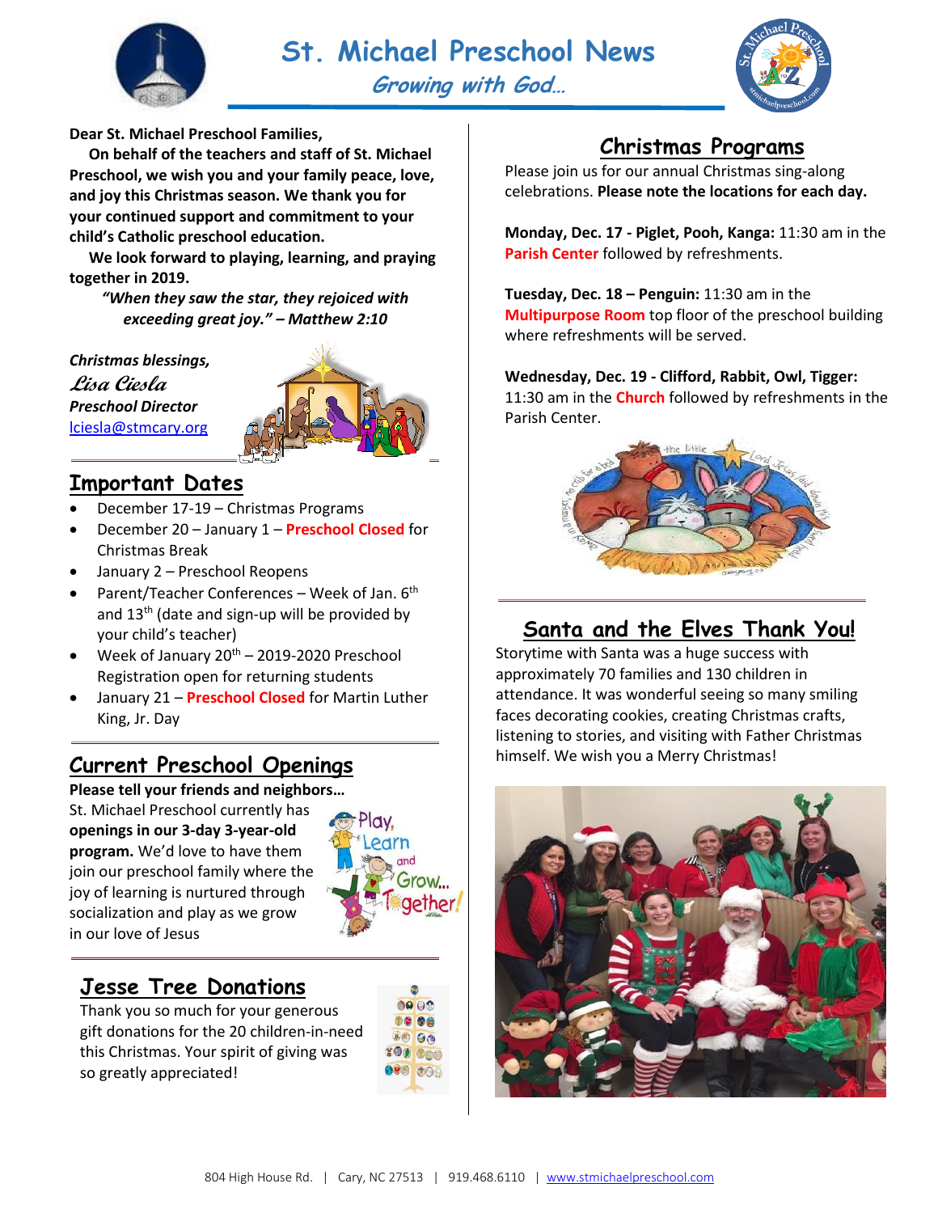# St. Michael Preschool News

*Growing with God…*

**Dear St. Michael Preschool Families,**

**On behalf of the teachers and staff of St. Michael Preschool, we wish you and your family peace, love, and joy this Christmas season. We thank you for your continued support and commitment to your child's Catholic preschool education.**

**We look forward to playing, learning, and praying together in 2019.**

***"When they saw the star, they rejoiced with exceeding great joy." – Matthew 2:10***

***Christmas blessings,***

*Lisa Ciesla*

***Preschool Director***

lciesla@stmcary.org

## Important Dates

- December 17-19 – Christmas Programs
- December 20 – January 1 – **Preschool Closed** for Christmas Break
- January 2 – Preschool Reopens
- Parent/Teacher Conferences – Week of Jan. 6th and 13th (date and sign-up will be provided by your child's teacher)
- Week of January 20th – 2019-2020 Preschool Registration open for returning students
- January 21 – **Preschool Closed** for Martin Luther King, Jr. Day

## Current Preschool Openings

**Please tell your friends and neighbors…**

St. Michael Preschool currently has **openings in our 3-day 3-year-old program.** We'd love to have them join our preschool family where the joy of learning is nurtured through socialization and play as we grow in our love of Jesus

## Jesse Tree Donations

Thank you so much for your generous gift donations for the 20 children-in-need this Christmas. Your spirit of giving was so greatly appreciated!

## Christmas Programs

Please join us for our annual Christmas sing-along celebrations. **Please note the locations for each day.**

**Monday, Dec. 17 - Piglet, Pooh, Kanga:** 11:30 am in the **Parish Center** followed by refreshments.

**Tuesday, Dec. 18 – Penguin:** 11:30 am in the **Multipurpose Room** top floor of the preschool building where refreshments will be served.

**Wednesday, Dec. 19 - Clifford, Rabbit, Owl, Tigger:** 11:30 am in the **Church** followed by refreshments in the Parish Center.

## Santa and the Elves Thank You!

Storytime with Santa was a huge success with approximately 70 families and 130 children in attendance. It was wonderful seeing so many smiling faces decorating cookies, creating Christmas crafts, listening to stories, and visiting with Father Christmas himself. We wish you a Merry Christmas!

804 High House Rd. | Cary, NC 27513 | 919.468.6110 | www.stmichaelpreschool.com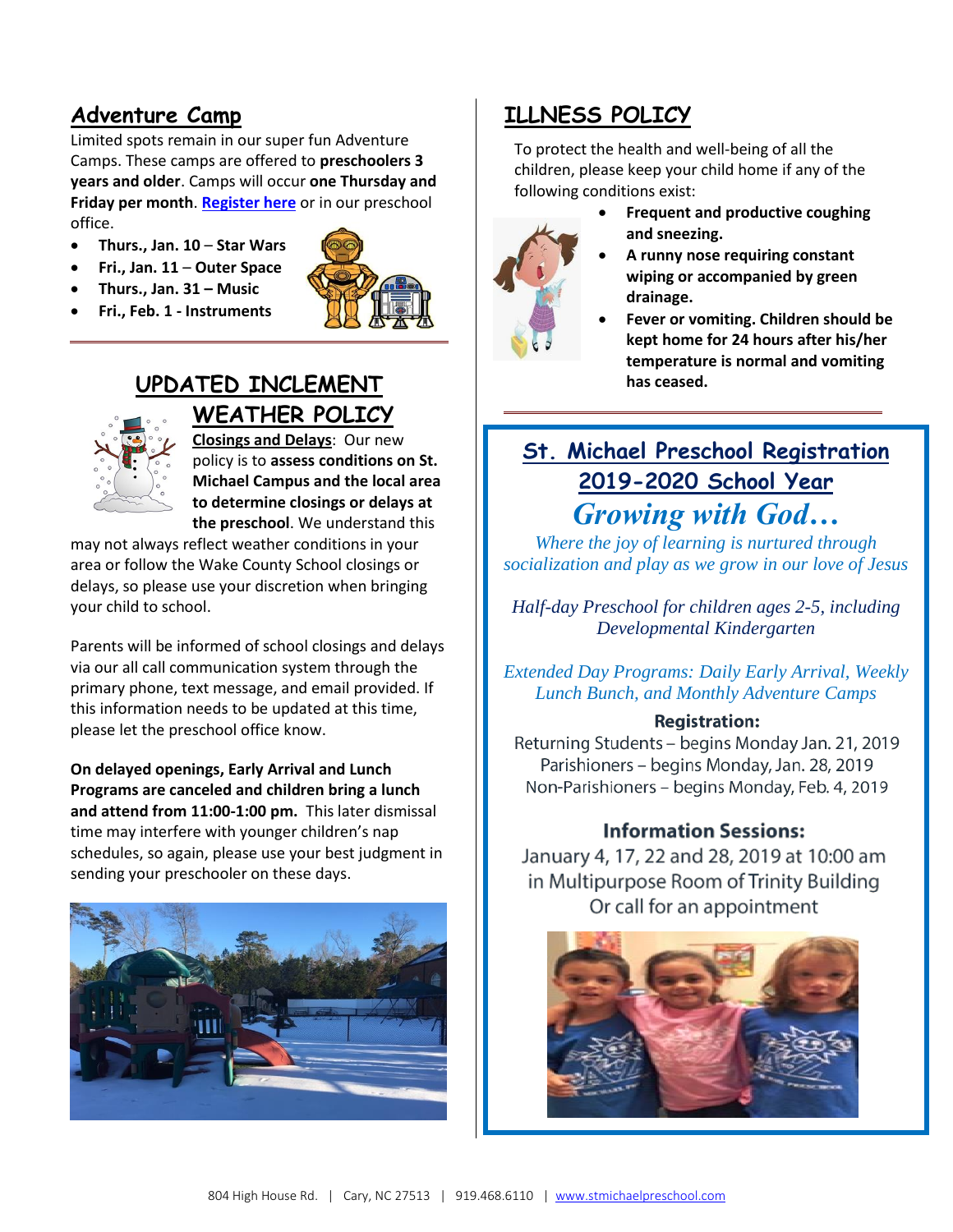## Adventure Camp

Limited spots remain in our super fun Adventure Camps. These camps are offered to **preschoolers 3 years and older**. Camps will occur **one Thursday and Friday per month**. **[Register here](#)** or in our preschool office.

- **Thurs., Jan. 10 – Star Wars**
- **Fri., Jan. 11 – Outer Space**
- **Thurs., Jan. 31 – Music**
- **Fri., Feb. 1 - Instruments**

## UPDATED INCLEMENT WEATHER POLICY

**Closings and Delays**: Our new policy is to **assess conditions on St. Michael Campus and the local area to determine closings or delays at the preschool**. We understand this may not always reflect weather conditions in your area or follow the Wake County School closings or delays, so please use your discretion when bringing your child to school.

Parents will be informed of school closings and delays via our all call communication system through the primary phone, text message, and email provided. If this information needs to be updated at this time, please let the preschool office know.

**On delayed openings, Early Arrival and Lunch Programs are canceled and children bring a lunch and attend from 11:00-1:00 pm.** This later dismissal time may interfere with younger children's nap schedules, so again, please use your best judgment in sending your preschooler on these days.

## ILLNESS POLICY

To protect the health and well-being of all the children, please keep your child home if any of the following conditions exist:

- **Frequent and productive coughing and sneezing.**
- **A runny nose requiring constant wiping or accompanied by green drainage.**
- **Fever or vomiting. Children should be kept home for 24 hours after his/her temperature is normal and vomiting has ceased.**

## St. Michael Preschool Registration 2019-2020 School Year

### *Growing with God…*

*Where the joy of learning is nurtured through socialization and play as we grow in our love of Jesus*

*Half-day Preschool for children ages 2-5, including Developmental Kindergarten*

*Extended Day Programs: Daily Early Arrival, Weekly Lunch Bunch, and Monthly Adventure Camps*

**Registration:**

Returning Students – begins Monday Jan. 21, 2019
Parishioners – begins Monday, Jan. 28, 2019
Non-Parishioners – begins Monday, Feb. 4, 2019

**Information Sessions:**

January 4, 17, 22 and 28, 2019 at 10:00 am
in Multipurpose Room of Trinity Building
Or call for an appointment

804 High House Rd. | Cary, NC 27513 | 919.468.6110 | [www.stmichaelpreschool.com](http://www.stmichaelpreschool.com)